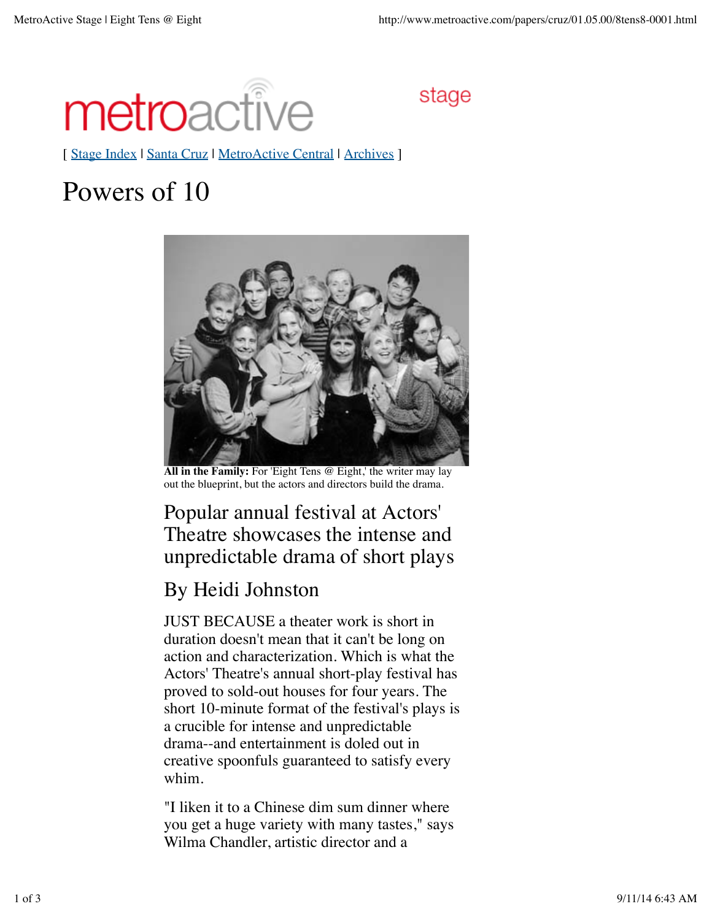metroactive stage

[ Stage Index | Santa Cruz | MetroActive Central | Archives ]

# Powers of 10

**All in the Family:** For 'Eight Tens @ Eight,' the writer may lay out the blueprint, but the actors and directors build the drama.

## Popular annual festival at Actors' Theatre showcases the intense and unpredictable drama of short plays

## By Heidi Johnston

JUST BECAUSE a theater work is short in duration doesn't mean that it can't be long on action and characterization. Which is what the Actors' Theatre's annual short-play festival has proved to sold-out houses for four years. The short 10-minute format of the festival's plays is a crucible for intense and unpredictable drama--and entertainment is doled out in creative spoonfuls guaranteed to satisfy every whim.

"I liken it to a Chinese dim sum dinner where you get a huge variety with many tastes," says Wilma Chandler, artistic director and a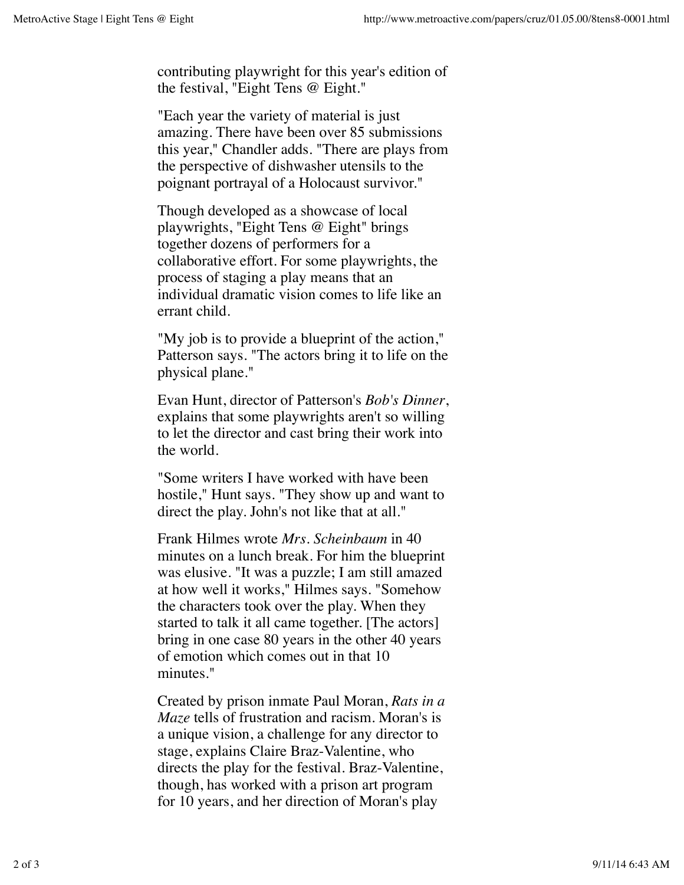contributing playwright for this year's edition of the festival, "Eight Tens @ Eight."

"Each year the variety of material is just amazing. There have been over 85 submissions this year," Chandler adds. "There are plays from the perspective of dishwasher utensils to the poignant portrayal of a Holocaust survivor."

Though developed as a showcase of local playwrights, "Eight Tens @ Eight" brings together dozens of performers for a collaborative effort. For some playwrights, the process of staging a play means that an individual dramatic vision comes to life like an errant child.

"My job is to provide a blueprint of the action," Patterson says. "The actors bring it to life on the physical plane."

Evan Hunt, director of Patterson's *Bob's Dinner*, explains that some playwrights aren't so willing to let the director and cast bring their work into the world.

"Some writers I have worked with have been hostile," Hunt says. "They show up and want to direct the play. John's not like that at all."

Frank Hilmes wrote *Mrs. Scheinbaum* in 40 minutes on a lunch break. For him the blueprint was elusive. "It was a puzzle; I am still amazed at how well it works," Hilmes says. "Somehow the characters took over the play. When they started to talk it all came together. [The actors] bring in one case 80 years in the other 40 years of emotion which comes out in that 10 minutes."

Created by prison inmate Paul Moran, *Rats in a Maze* tells of frustration and racism. Moran's is a unique vision, a challenge for any director to stage, explains Claire Braz-Valentine, who directs the play for the festival. Braz-Valentine, though, has worked with a prison art program for 10 years, and her direction of Moran's play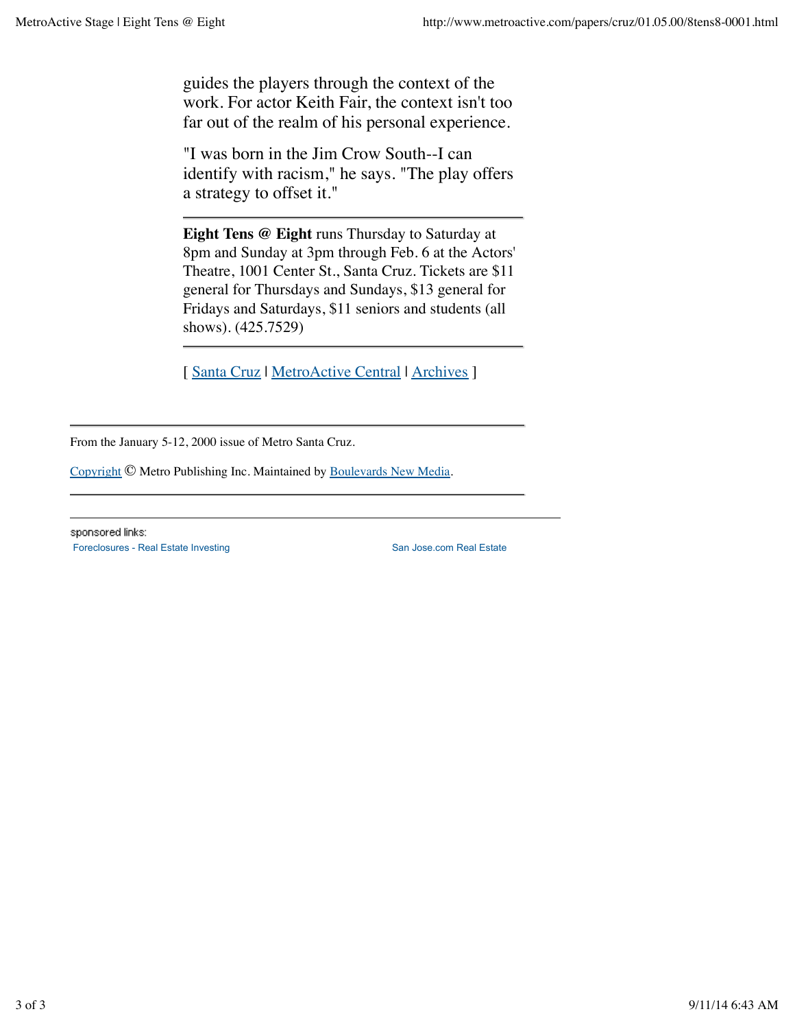guides the players through the context of the work. For actor Keith Fair, the context isn't too far out of the realm of his personal experience.

"I was born in the Jim Crow South--I can identify with racism," he says. "The play offers a strategy to offset it."

---

**Eight Tens @ Eight** runs Thursday to Saturday at 8pm and Sunday at 3pm through Feb. 6 at the Actors' Theatre, 1001 Center St., Santa Cruz. Tickets are $11 general for Thursdays and Sundays, $13 general for Fridays and Saturdays, $11 seniors and students (all shows). (425.7529)

---

[ Santa Cruz | MetroActive Central | Archives ]

---

From the January 5-12, 2000 issue of Metro Santa Cruz.

Copyright © Metro Publishing Inc. Maintained by Boulevards New Media.

---

sponsored links:

Foreclosures - Real Estate Investing

San Jose.com Real Estate